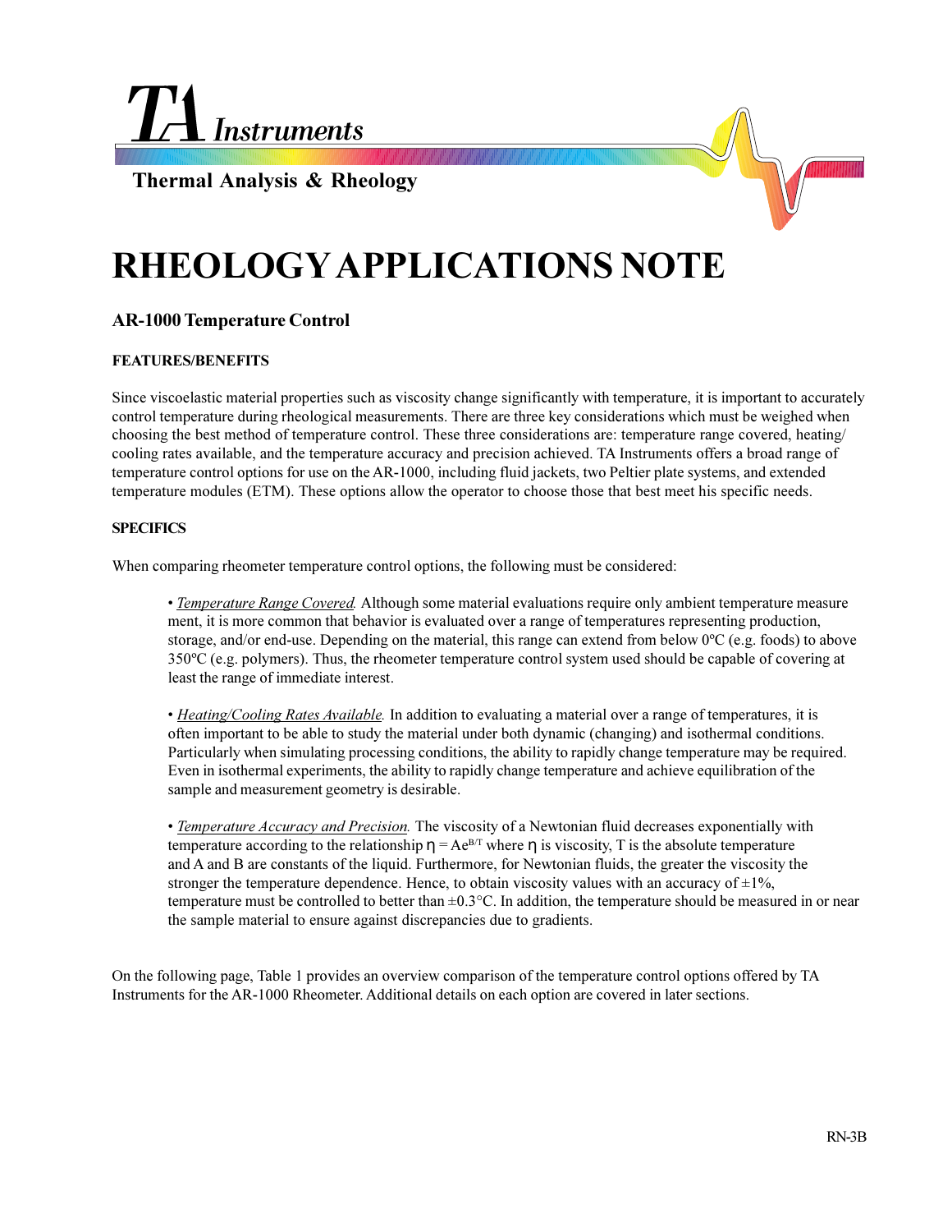# TA Instruments

**Thermal Analysis & Rheology**

# RHEOLOGY APPLICATIONS NOTE

## AR-1000 Temperature Control

### FEATURES/BENEFITS

Since viscoelastic material properties such as viscosity change significantly with temperature, it is important to accurately control temperature during rheological measurements. There are three key considerations which must be weighed when choosing the best method of temperature control. These three considerations are: temperature range covered, heating/ cooling rates available, and the temperature accuracy and precision achieved. TA Instruments offers a broad range of temperature control options for use on the AR-1000, including fluid jackets, two Peltier plate systems, and extended temperature modules (ETM). These options allow the operator to choose those that best meet his specific needs.

### SPECIFICS

When comparing rheometer temperature control options, the following must be considered:

- *Temperature Range Covered.* Although some material evaluations require only ambient temperature measure ment, it is more common that behavior is evaluated over a range of temperatures representing production, storage, and/or end-use. Depending on the material, this range can extend from below 0ºC (e.g. foods) to above 350ºC (e.g. polymers). Thus, the rheometer temperature control system used should be capable of covering at least the range of immediate interest.

- *Heating/Cooling Rates Available.* In addition to evaluating a material over a range of temperatures, it is often important to be able to study the material under both dynamic (changing) and isothermal conditions. Particularly when simulating processing conditions, the ability to rapidly change temperature may be required. Even in isothermal experiments, the ability to rapidly change temperature and achieve equilibration of the sample and measurement geometry is desirable.

- *Temperature Accuracy and Precision.* The viscosity of a Newtonian fluid decreases exponentially with temperature according to the relationship $\eta = Ae^{B/T}$ where $\eta$ is viscosity, T is the absolute temperature and A and B are constants of the liquid. Furthermore, for Newtonian fluids, the greater the viscosity the stronger the temperature dependence. Hence, to obtain viscosity values with an accuracy of ±1%, temperature must be controlled to better than ±0.3°C. In addition, the temperature should be measured in or near the sample material to ensure against discrepancies due to gradients.

On the following page, Table 1 provides an overview comparison of the temperature control options offered by TA Instruments for the AR-1000 Rheometer. Additional details on each option are covered in later sections.

RN-3B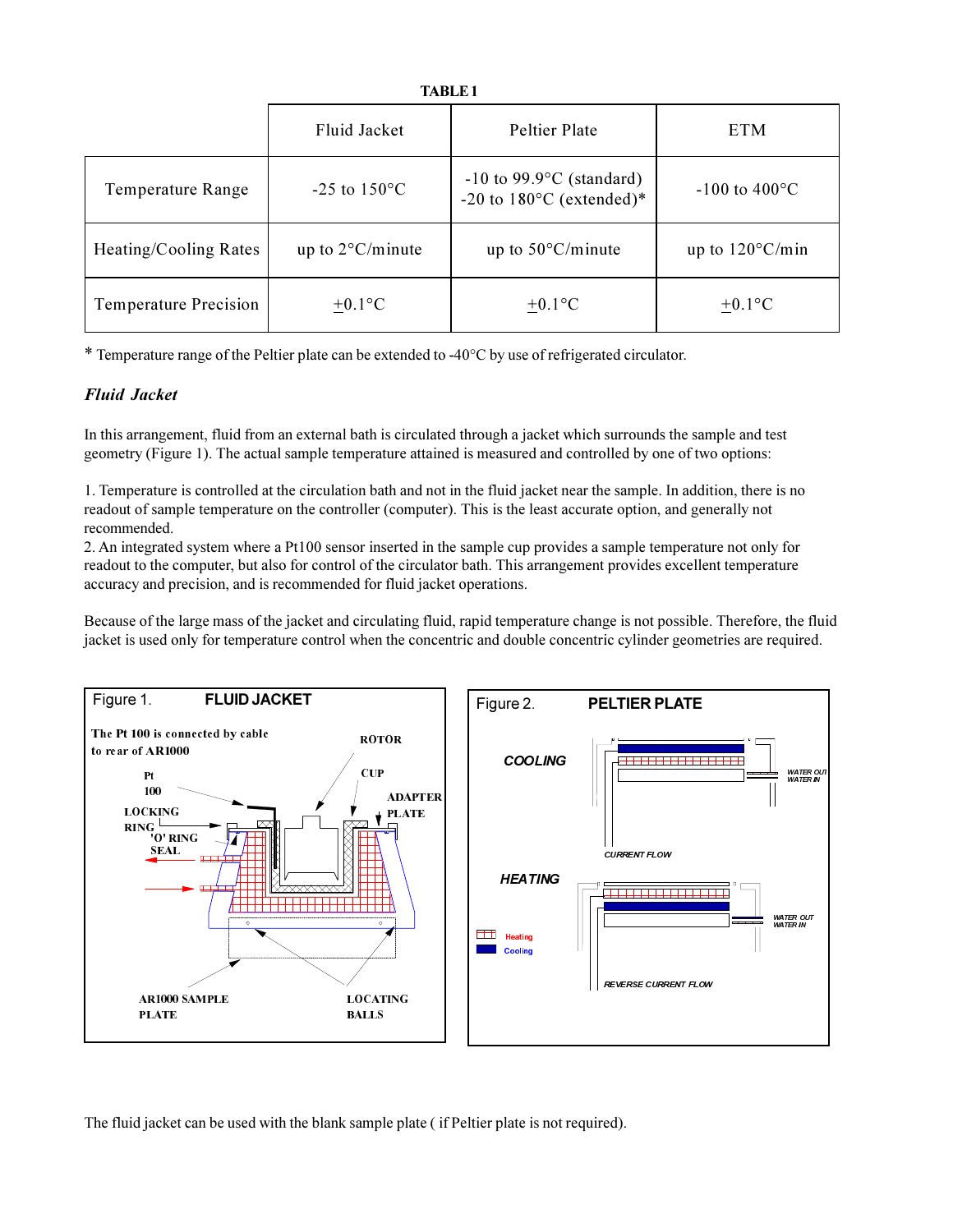**TABLE 1**

| | Fluid Jacket | Peltier Plate | ETM |
|---|---|---|---|
| Temperature Range | -25 to 150°C | -10 to 99.9°C (standard)<br>-20 to 180°C (extended)* | -100 to 400°C |
| Heating/Cooling Rates | up to 2°C/minute | up to 50°C/minute | up to 120°C/min |
| Temperature Precision | ±0.1°C | ±0.1°C | ±0.1°C |

\* Temperature range of the Peltier plate can be extended to -40°C by use of refrigerated circulator.

### *Fluid Jacket*

In this arrangement, fluid from an external bath is circulated through a jacket which surrounds the sample and test geometry (Figure 1). The actual sample temperature attained is measured and controlled by one of two options:

1. Temperature is controlled at the circulation bath and not in the fluid jacket near the sample. In addition, there is no readout of sample temperature on the controller (computer). This is the least accurate option, and generally not recommended.
2. An integrated system where a Pt100 sensor inserted in the sample cup provides a sample temperature not only for readout to the computer, but also for control of the circulator bath. This arrangement provides excellent temperature accuracy and precision, and is recommended for fluid jacket operations.

Because of the large mass of the jacket and circulating fluid, rapid temperature change is not possible. Therefore, the fluid jacket is used only for temperature control when the concentric and double concentric cylinder geometries are required.

Figure 1. **FLUID JACKET**

Figure 2. **PELTIER PLATE**

The fluid jacket can be used with the blank sample plate ( if Peltier plate is not required).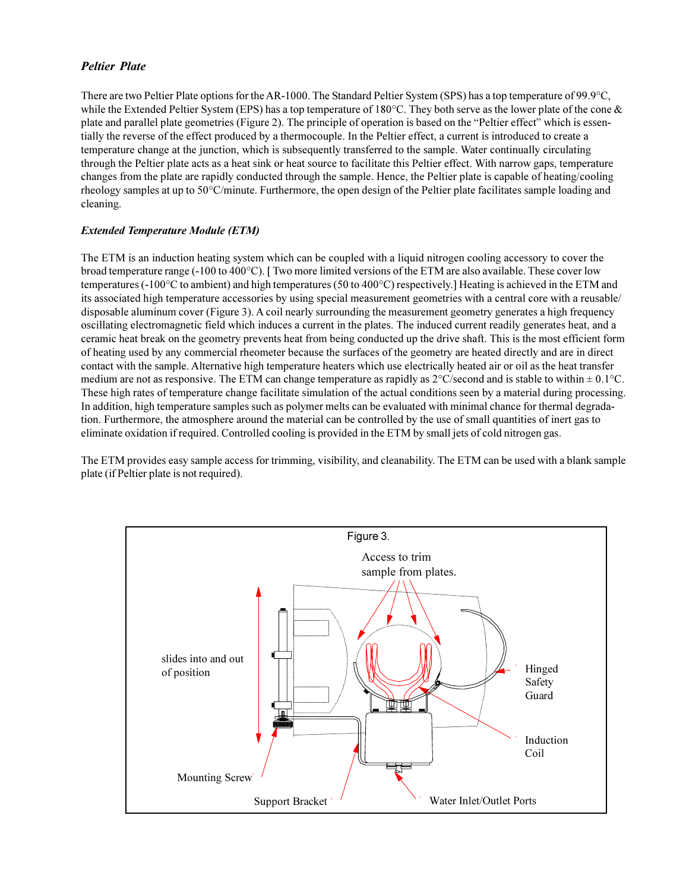### *Peltier Plate*

There are two Peltier Plate options for the AR-1000. The Standard Peltier System (SPS) has a top temperature of 99.9°C, while the Extended Peltier System (EPS) has a top temperature of 180°C. They both serve as the lower plate of the cone & plate and parallel plate geometries (Figure 2). The principle of operation is based on the "Peltier effect" which is essentially the reverse of the effect produced by a thermocouple. In the Peltier effect, a current is introduced to create a temperature change at the junction, which is subsequently transferred to the sample. Water continually circulating through the Peltier plate acts as a heat sink or heat source to facilitate this Peltier effect. With narrow gaps, temperature changes from the plate are rapidly conducted through the sample. Hence, the Peltier plate is capable of heating/cooling rheology samples at up to 50°C/minute. Furthermore, the open design of the Peltier plate facilitates sample loading and cleaning.

### *Extended Temperature Module (ETM)*

The ETM is an induction heating system which can be coupled with a liquid nitrogen cooling accessory to cover the broad temperature range (-100 to 400°C). [ Two more limited versions of the ETM are also available. These cover low temperatures (-100°C to ambient) and high temperatures (50 to 400°C) respectively.] Heating is achieved in the ETM and its associated high temperature accessories by using special measurement geometries with a central core with a reusable/disposable aluminum cover (Figure 3). A coil nearly surrounding the measurement geometry generates a high frequency oscillating electromagnetic field which induces a current in the plates. The induced current readily generates heat, and a ceramic heat break on the geometry prevents heat from being conducted up the drive shaft. This is the most efficient form of heating used by any commercial rheometer because the surfaces of the geometry are heated directly and are in direct contact with the sample. Alternative high temperature heaters which use electrically heated air or oil as the heat transfer medium are not as responsive. The ETM can change temperature as rapidly as 2°C/second and is stable to within ± 0.1°C. These high rates of temperature change facilitate simulation of the actual conditions seen by a material during processing. In addition, high temperature samples such as polymer melts can be evaluated with minimal chance for thermal degradation. Furthermore, the atmosphere around the material can be controlled by the use of small quantities of inert gas to eliminate oxidation if required. Controlled cooling is provided in the ETM by small jets of cold nitrogen gas.

The ETM provides easy sample access for trimming, visibility, and cleanability. The ETM can be used with a blank sample plate (if Peltier plate is not required).

Figure 3.

Access to trim sample from plates.

slides into and out of position

Hinged Safety Guard

Induction Coil

Mounting Screw

Support Bracket

Water Inlet/Outlet Ports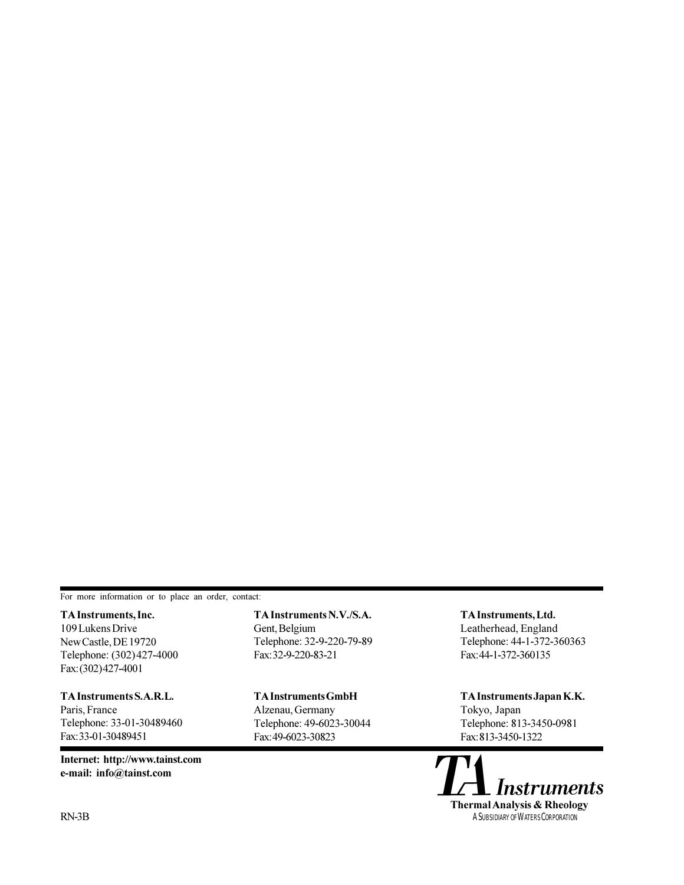For more information or to place an order, contact:

**TA Instruments, Inc.**
109 Lukens Drive
New Castle, DE 19720
Telephone: (302) 427-4000
Fax: (302) 427-4001

**TA Instruments N.V./S.A.**
Gent, Belgium
Telephone: 32-9-220-79-89
Fax: 32-9-220-83-21

**TA Instruments, Ltd.**
Leatherhead, England
Telephone: 44-1-372-360363
Fax: 44-1-372-360135

**TA Instruments S.A.R.L.**
Paris, France
Telephone: 33-01-30489460
Fax: 33-01-30489451

**TA Instruments GmbH**
Alzenau, Germany
Telephone: 49-6023-30044
Fax: 49-6023-30823

**TA Instruments Japan K.K.**
Tokyo, Japan
Telephone: 813-3450-0981
Fax: 813-3450-1322

**Internet: http://www.tainst.com**
**e-mail: info@tainst.com**

TA *Instruments*
**Thermal Analysis & Rheology**
A SUBSIDIARY OF WATERS CORPORATION

RN-3B